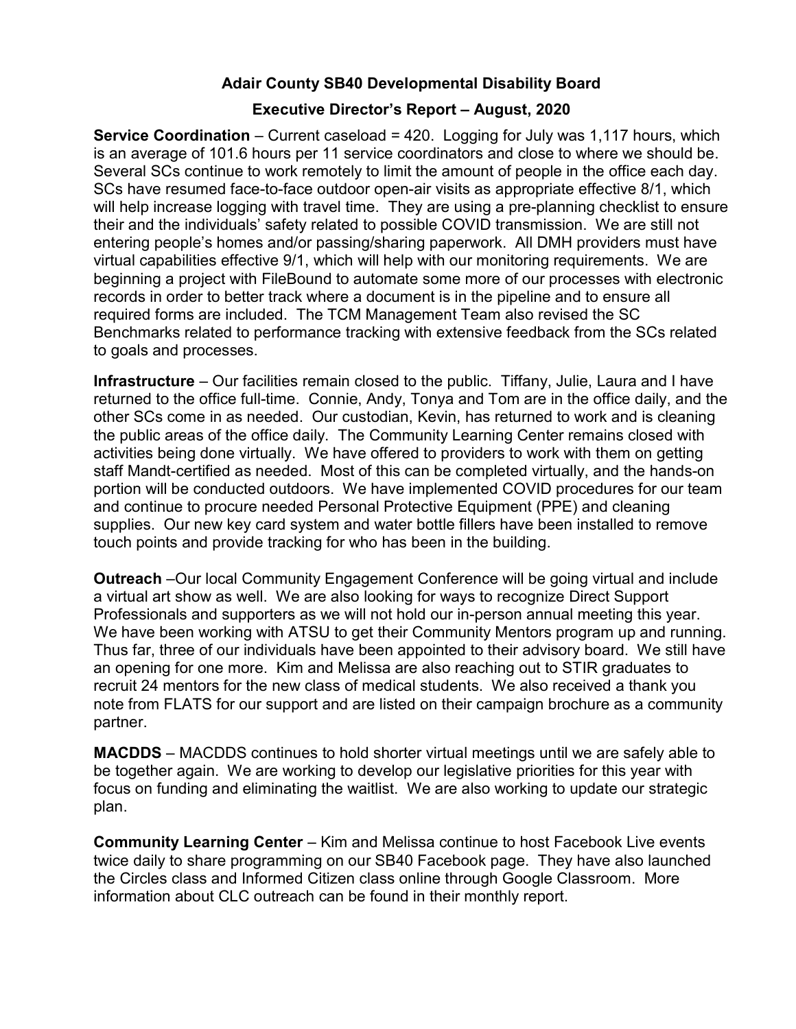# Adair County SB40 Developmental Disability Board

## Executive Director's Report – August, 2020

**Service Coordination** – Current caseload = 420. Logging for July was 1,117 hours, which is an average of 101.6 hours per 11 service coordinators and close to where we should be. Several SCs continue to work remotely to limit the amount of people in the office each day. SCs have resumed face-to-face outdoor open-air visits as appropriate effective 8/1, which will help increase logging with travel time. They are using a pre-planning checklist to ensure their and the individuals' safety related to possible COVID transmission. We are still not entering people's homes and/or passing/sharing paperwork. All DMH providers must have virtual capabilities effective 9/1, which will help with our monitoring requirements. We are beginning a project with FileBound to automate some more of our processes with electronic records in order to better track where a document is in the pipeline and to ensure all required forms are included. The TCM Management Team also revised the SC Benchmarks related to performance tracking with extensive feedback from the SCs related to goals and processes.

**Infrastructure** – Our facilities remain closed to the public. Tiffany, Julie, Laura and I have returned to the office full-time. Connie, Andy, Tonya and Tom are in the office daily, and the other SCs come in as needed. Our custodian, Kevin, has returned to work and is cleaning the public areas of the office daily. The Community Learning Center remains closed with activities being done virtually. We have offered to providers to work with them on getting staff Mandt-certified as needed. Most of this can be completed virtually, and the hands-on portion will be conducted outdoors. We have implemented COVID procedures for our team and continue to procure needed Personal Protective Equipment (PPE) and cleaning supplies. Our new key card system and water bottle fillers have been installed to remove touch points and provide tracking for who has been in the building.

**Outreach** –Our local Community Engagement Conference will be going virtual and include a virtual art show as well. We are also looking for ways to recognize Direct Support Professionals and supporters as we will not hold our in-person annual meeting this year. We have been working with ATSU to get their Community Mentors program up and running. Thus far, three of our individuals have been appointed to their advisory board. We still have an opening for one more. Kim and Melissa are also reaching out to STIR graduates to recruit 24 mentors for the new class of medical students. We also received a thank you note from FLATS for our support and are listed on their campaign brochure as a community partner.

**MACDDS** – MACDDS continues to hold shorter virtual meetings until we are safely able to be together again. We are working to develop our legislative priorities for this year with focus on funding and eliminating the waitlist. We are also working to update our strategic plan.

**Community Learning Center** – Kim and Melissa continue to host Facebook Live events twice daily to share programming on our SB40 Facebook page. They have also launched the Circles class and Informed Citizen class online through Google Classroom. More information about CLC outreach can be found in their monthly report.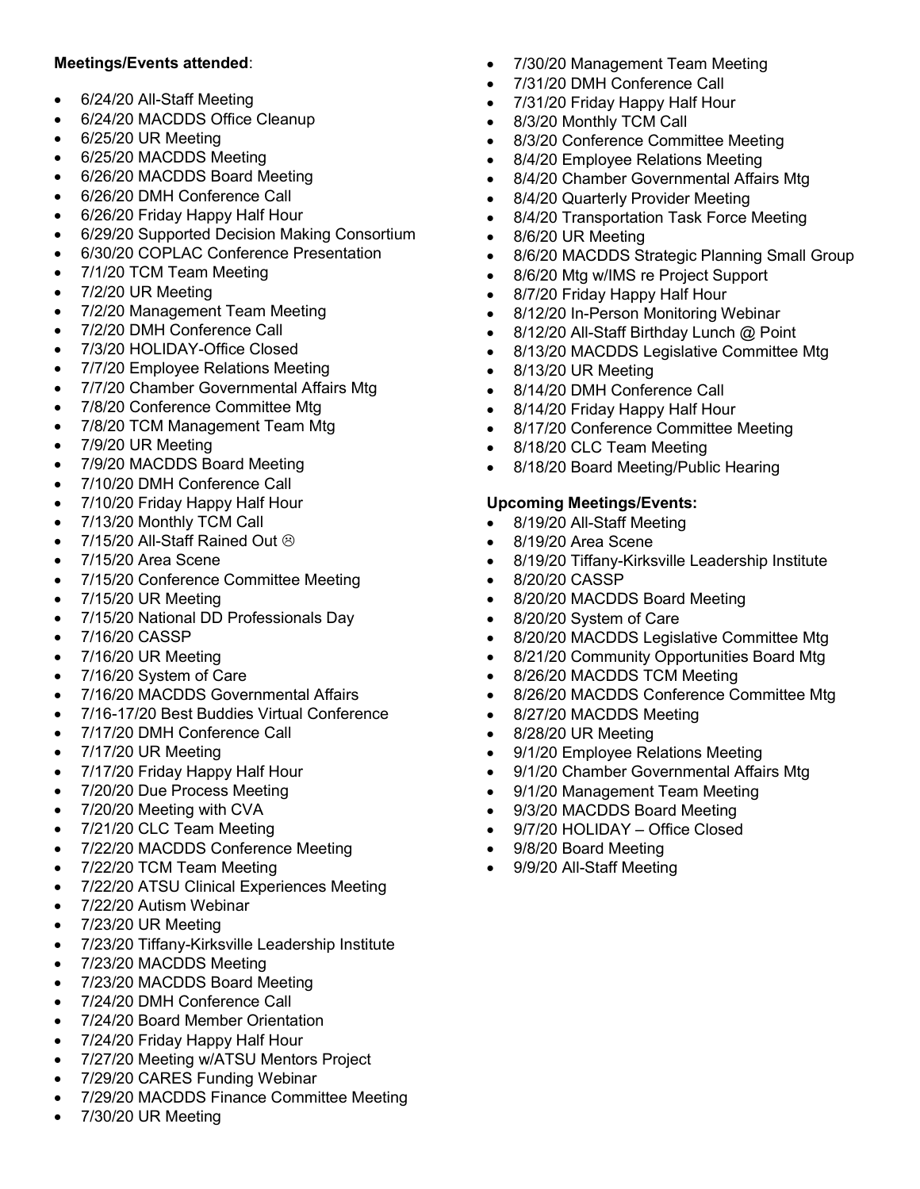**Meetings/Events attended**:

- 6/24/20 All-Staff Meeting
- 6/24/20 MACDDS Office Cleanup
- 6/25/20 UR Meeting
- 6/25/20 MACDDS Meeting
- 6/26/20 MACDDS Board Meeting
- 6/26/20 DMH Conference Call
- 6/26/20 Friday Happy Half Hour
- 6/29/20 Supported Decision Making Consortium
- 6/30/20 COPLAC Conference Presentation
- 7/1/20 TCM Team Meeting
- 7/2/20 UR Meeting
- 7/2/20 Management Team Meeting
- 7/2/20 DMH Conference Call
- 7/3/20 HOLIDAY-Office Closed
- 7/7/20 Employee Relations Meeting
- 7/7/20 Chamber Governmental Affairs Mtg
- 7/8/20 Conference Committee Mtg
- 7/8/20 TCM Management Team Mtg
- 7/9/20 UR Meeting
- 7/9/20 MACDDS Board Meeting
- 7/10/20 DMH Conference Call
- 7/10/20 Friday Happy Half Hour
- 7/13/20 Monthly TCM Call
- 7/15/20 All-Staff Rained Out ☹
- 7/15/20 Area Scene
- 7/15/20 Conference Committee Meeting
- 7/15/20 UR Meeting
- 7/15/20 National DD Professionals Day
- 7/16/20 CASSP
- 7/16/20 UR Meeting
- 7/16/20 System of Care
- 7/16/20 MACDDS Governmental Affairs
- 7/16-17/20 Best Buddies Virtual Conference
- 7/17/20 DMH Conference Call
- 7/17/20 UR Meeting
- 7/17/20 Friday Happy Half Hour
- 7/20/20 Due Process Meeting
- 7/20/20 Meeting with CVA
- 7/21/20 CLC Team Meeting
- 7/22/20 MACDDS Conference Meeting
- 7/22/20 TCM Team Meeting
- 7/22/20 ATSU Clinical Experiences Meeting
- 7/22/20 Autism Webinar
- 7/23/20 UR Meeting
- 7/23/20 Tiffany-Kirksville Leadership Institute
- 7/23/20 MACDDS Meeting
- 7/23/20 MACDDS Board Meeting
- 7/24/20 DMH Conference Call
- 7/24/20 Board Member Orientation
- 7/24/20 Friday Happy Half Hour
- 7/27/20 Meeting w/ATSU Mentors Project
- 7/29/20 CARES Funding Webinar
- 7/29/20 MACDDS Finance Committee Meeting
- 7/30/20 UR Meeting
- 7/30/20 Management Team Meeting
- 7/31/20 DMH Conference Call
- 7/31/20 Friday Happy Half Hour
- 8/3/20 Monthly TCM Call
- 8/3/20 Conference Committee Meeting
- 8/4/20 Employee Relations Meeting
- 8/4/20 Chamber Governmental Affairs Mtg
- 8/4/20 Quarterly Provider Meeting
- 8/4/20 Transportation Task Force Meeting
- 8/6/20 UR Meeting
- 8/6/20 MACDDS Strategic Planning Small Group
- 8/6/20 Mtg w/IMS re Project Support
- 8/7/20 Friday Happy Half Hour
- 8/12/20 In-Person Monitoring Webinar
- 8/12/20 All-Staff Birthday Lunch @ Point
- 8/13/20 MACDDS Legislative Committee Mtg
- 8/13/20 UR Meeting
- 8/14/20 DMH Conference Call
- 8/14/20 Friday Happy Half Hour
- 8/17/20 Conference Committee Meeting
- 8/18/20 CLC Team Meeting
- 8/18/20 Board Meeting/Public Hearing

**Upcoming Meetings/Events:**

- 8/19/20 All-Staff Meeting
- 8/19/20 Area Scene
- 8/19/20 Tiffany-Kirksville Leadership Institute
- 8/20/20 CASSP
- 8/20/20 MACDDS Board Meeting
- 8/20/20 System of Care
- 8/20/20 MACDDS Legislative Committee Mtg
- 8/21/20 Community Opportunities Board Mtg
- 8/26/20 MACDDS TCM Meeting
- 8/26/20 MACDDS Conference Committee Mtg
- 8/27/20 MACDDS Meeting
- 8/28/20 UR Meeting
- 9/1/20 Employee Relations Meeting
- 9/1/20 Chamber Governmental Affairs Mtg
- 9/1/20 Management Team Meeting
- 9/3/20 MACDDS Board Meeting
- 9/7/20 HOLIDAY – Office Closed
- 9/8/20 Board Meeting
- 9/9/20 All-Staff Meeting